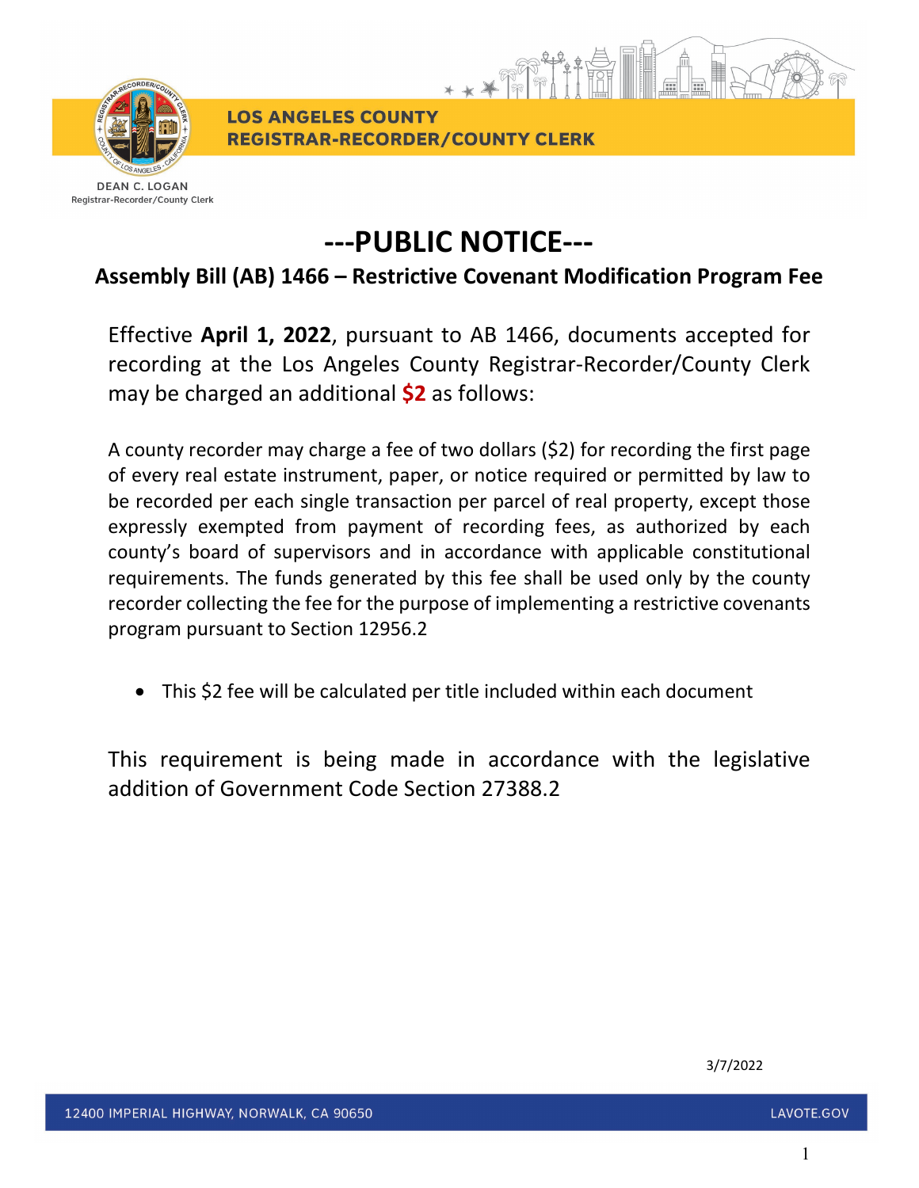**LOS ANGELES COUNTY**
**REGISTRAR-RECORDER/COUNTY CLERK**

DEAN C. LOGAN
Registrar-Recorder/County Clerk

# ---PUBLIC NOTICE---

## Assembly Bill (AB) 1466 – Restrictive Covenant Modification Program Fee

Effective **April 1, 2022**, pursuant to AB 1466, documents accepted for recording at the Los Angeles County Registrar-Recorder/County Clerk may be charged an additional **$2** as follows:

A county recorder may charge a fee of two dollars ($2) for recording the first page of every real estate instrument, paper, or notice required or permitted by law to be recorded per each single transaction per parcel of real property, except those expressly exempted from payment of recording fees, as authorized by each county's board of supervisors and in accordance with applicable constitutional requirements. The funds generated by this fee shall be used only by the county recorder collecting the fee for the purpose of implementing a restrictive covenants program pursuant to Section 12956.2

- This $2 fee will be calculated per title included within each document

This requirement is being made in accordance with the legislative addition of Government Code Section 27388.2

3/7/2022

12400 IMPERIAL HIGHWAY, NORWALK, CA 90650 LAVOTE.GOV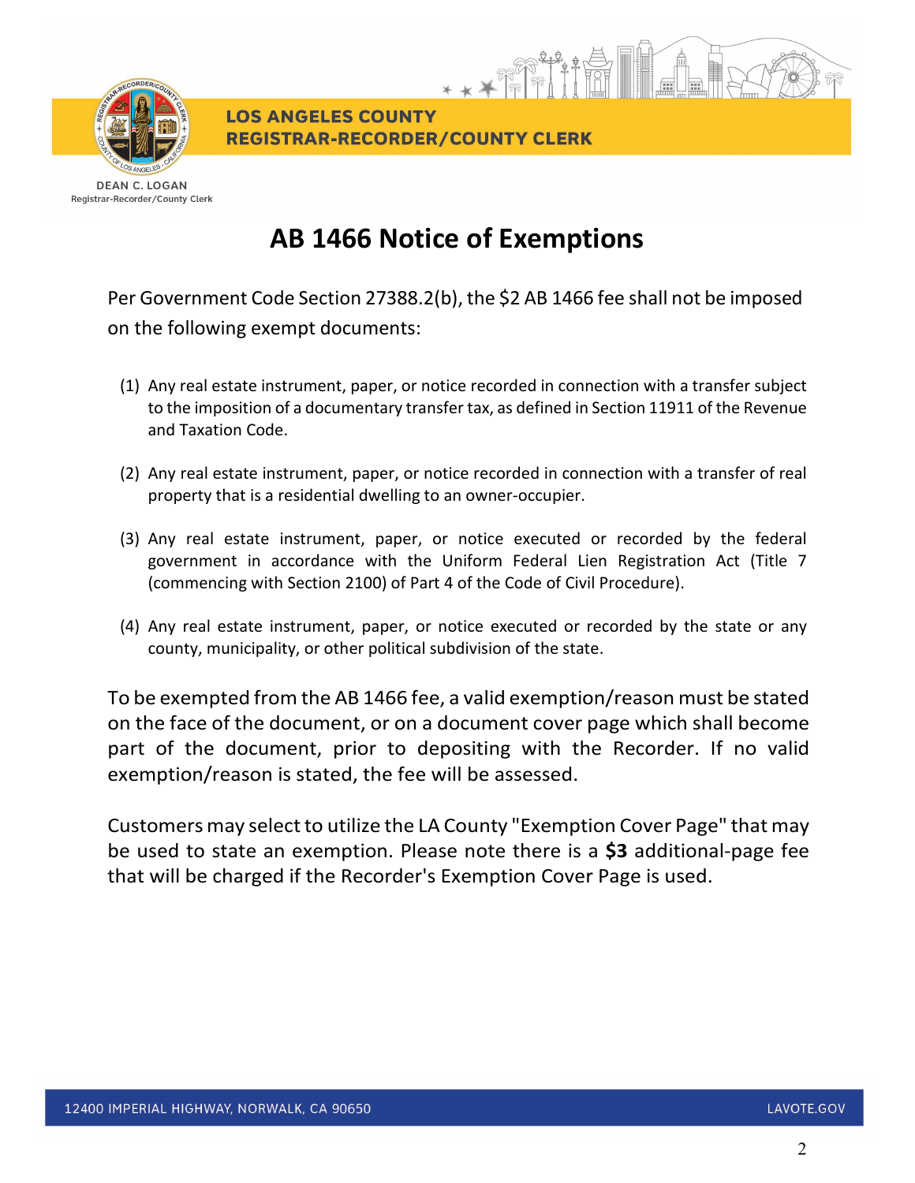# AB 1466 Notice of Exemptions

Per Government Code Section 27388.2(b), the $2 AB 1466 fee shall not be imposed on the following exempt documents:

(1) Any real estate instrument, paper, or notice recorded in connection with a transfer subject to the imposition of a documentary transfer tax, as defined in Section 11911 of the Revenue and Taxation Code.

(2) Any real estate instrument, paper, or notice recorded in connection with a transfer of real property that is a residential dwelling to an owner-occupier.

(3) Any real estate instrument, paper, or notice executed or recorded by the federal government in accordance with the Uniform Federal Lien Registration Act (Title 7 (commencing with Section 2100) of Part 4 of the Code of Civil Procedure).

(4) Any real estate instrument, paper, or notice executed or recorded by the state or any county, municipality, or other political subdivision of the state.

To be exempted from the AB 1466 fee, a valid exemption/reason must be stated on the face of the document, or on a document cover page which shall become part of the document, prior to depositing with the Recorder. If no valid exemption/reason is stated, the fee will be assessed.

Customers may select to utilize the LA County "Exemption Cover Page" that may be used to state an exemption. Please note there is a **$3** additional-page fee that will be charged if the Recorder's Exemption Cover Page is used.